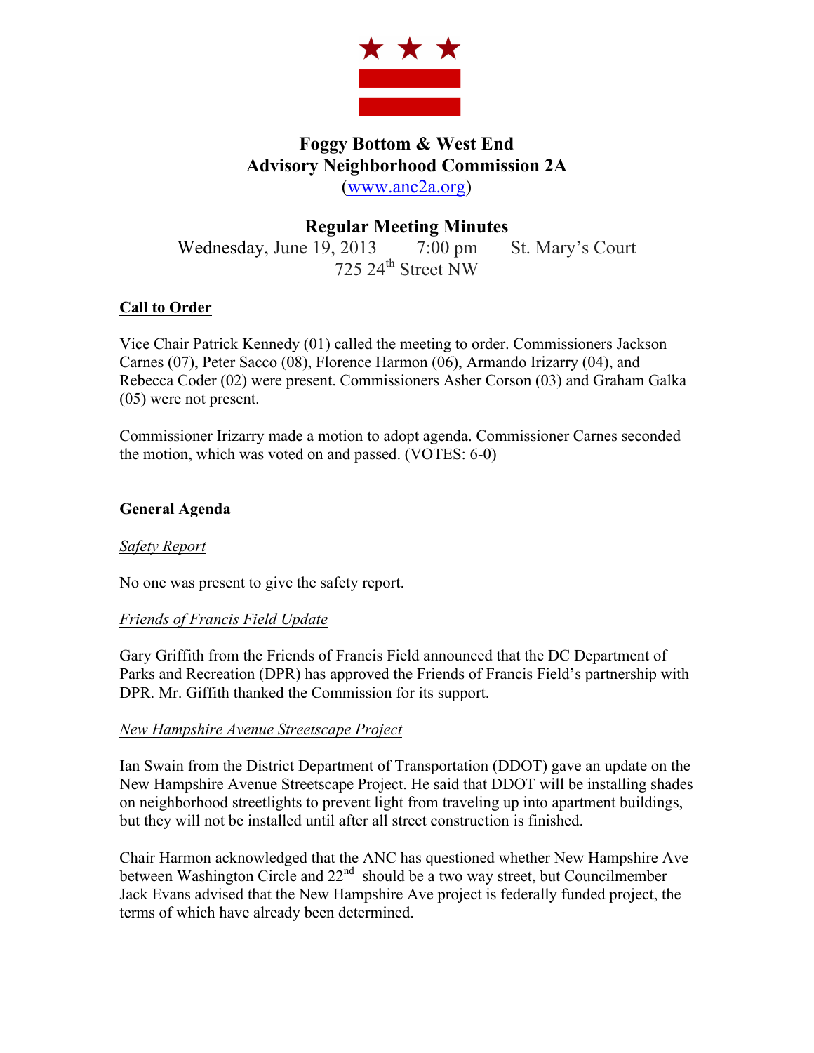# Foggy Bottom & West End
# Advisory Neighborhood Commission 2A
(www.anc2a.org)

## Regular Meeting Minutes

Wednesday, June 19, 2013 7:00 pm St. Mary's Court
725 24th Street NW

**Call to Order**

Vice Chair Patrick Kennedy (01) called the meeting to order. Commissioners Jackson Carnes (07), Peter Sacco (08), Florence Harmon (06), Armando Irizarry (04), and Rebecca Coder (02) were present. Commissioners Asher Corson (03) and Graham Galka (05) were not present.

Commissioner Irizarry made a motion to adopt agenda. Commissioner Carnes seconded the motion, which was voted on and passed. (VOTES: 6-0)

**General Agenda**

*Safety Report*

No one was present to give the safety report.

*Friends of Francis Field Update*

Gary Griffith from the Friends of Francis Field announced that the DC Department of Parks and Recreation (DPR) has approved the Friends of Francis Field's partnership with DPR. Mr. Giffith thanked the Commission for its support.

*New Hampshire Avenue Streetscape Project*

Ian Swain from the District Department of Transportation (DDOT) gave an update on the New Hampshire Avenue Streetscape Project. He said that DDOT will be installing shades on neighborhood streetlights to prevent light from traveling up into apartment buildings, but they will not be installed until after all street construction is finished.

Chair Harmon acknowledged that the ANC has questioned whether New Hampshire Ave between Washington Circle and 22nd should be a two way street, but Councilmember Jack Evans advised that the New Hampshire Ave project is federally funded project, the terms of which have already been determined.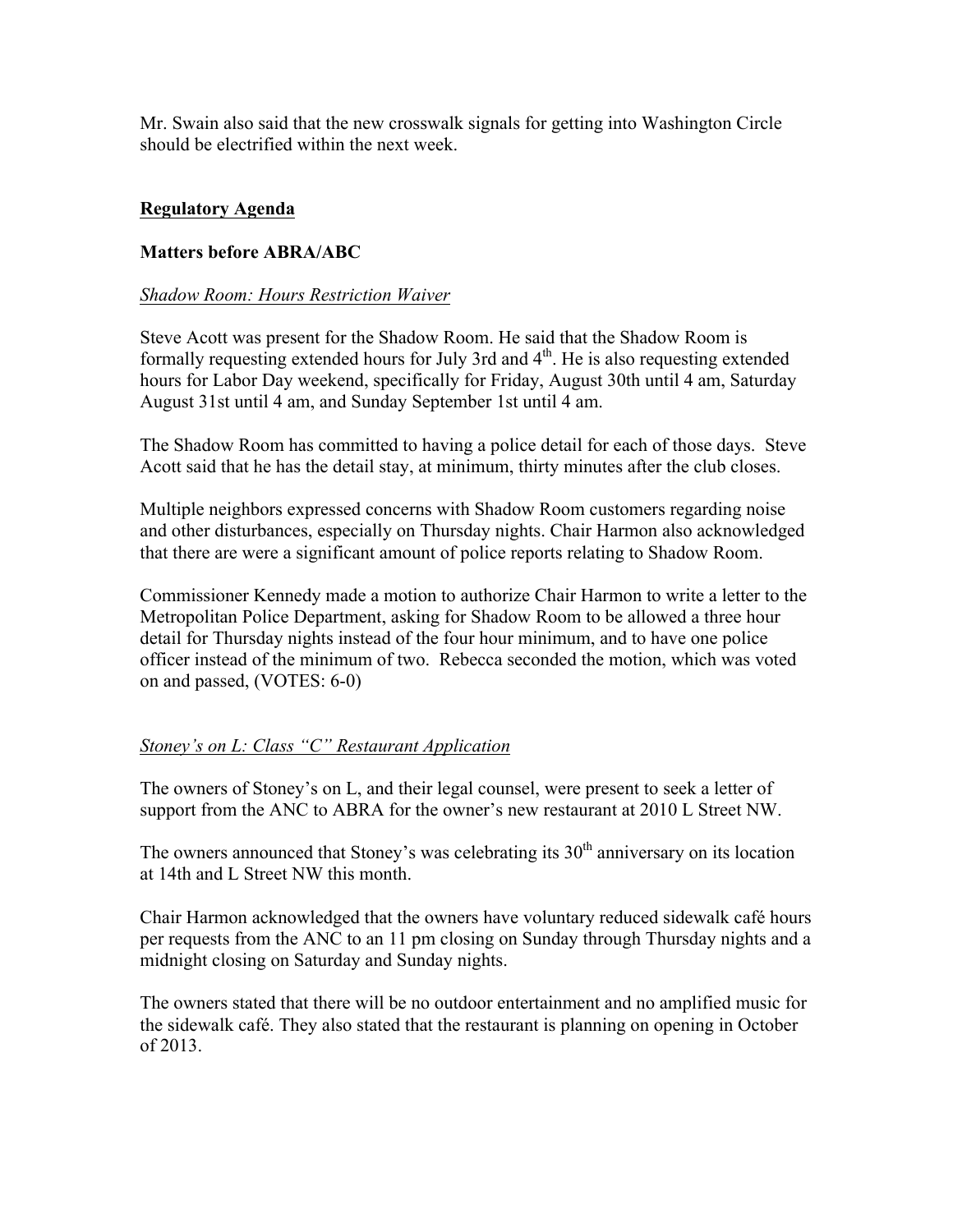Mr. Swain also said that the new crosswalk signals for getting into Washington Circle should be electrified within the next week.

## Regulatory Agenda

### Matters before ABRA/ABC

*Shadow Room: Hours Restriction Waiver*

Steve Acott was present for the Shadow Room. He said that the Shadow Room is formally requesting extended hours for July 3rd and 4th. He is also requesting extended hours for Labor Day weekend, specifically for Friday, August 30th until 4 am, Saturday August 31st until 4 am, and Sunday September 1st until 4 am.

The Shadow Room has committed to having a police detail for each of those days. Steve Acott said that he has the detail stay, at minimum, thirty minutes after the club closes.

Multiple neighbors expressed concerns with Shadow Room customers regarding noise and other disturbances, especially on Thursday nights. Chair Harmon also acknowledged that there are were a significant amount of police reports relating to Shadow Room.

Commissioner Kennedy made a motion to authorize Chair Harmon to write a letter to the Metropolitan Police Department, asking for Shadow Room to be allowed a three hour detail for Thursday nights instead of the four hour minimum, and to have one police officer instead of the minimum of two. Rebecca seconded the motion, which was voted on and passed, (VOTES: 6-0)

*Stoney's on L: Class "C" Restaurant Application*

The owners of Stoney's on L, and their legal counsel, were present to seek a letter of support from the ANC to ABRA for the owner's new restaurant at 2010 L Street NW.

The owners announced that Stoney's was celebrating its 30th anniversary on its location at 14th and L Street NW this month.

Chair Harmon acknowledged that the owners have voluntary reduced sidewalk café hours per requests from the ANC to an 11 pm closing on Sunday through Thursday nights and a midnight closing on Saturday and Sunday nights.

The owners stated that there will be no outdoor entertainment and no amplified music for the sidewalk café. They also stated that the restaurant is planning on opening in October of 2013.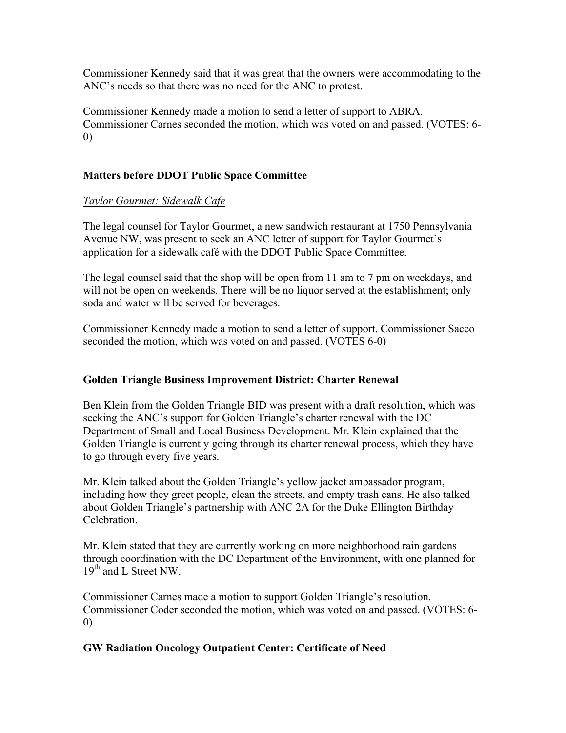Commissioner Kennedy said that it was great that the owners were accommodating to the ANC's needs so that there was no need for the ANC to protest.

Commissioner Kennedy made a motion to send a letter of support to ABRA. Commissioner Carnes seconded the motion, which was voted on and passed. (VOTES: 6-0)

**Matters before DDOT Public Space Committee**

*Taylor Gourmet: Sidewalk Cafe*

The legal counsel for Taylor Gourmet, a new sandwich restaurant at 1750 Pennsylvania Avenue NW, was present to seek an ANC letter of support for Taylor Gourmet's application for a sidewalk café with the DDOT Public Space Committee.

The legal counsel said that the shop will be open from 11 am to 7 pm on weekdays, and will not be open on weekends. There will be no liquor served at the establishment; only soda and water will be served for beverages.

Commissioner Kennedy made a motion to send a letter of support. Commissioner Sacco seconded the motion, which was voted on and passed. (VOTES 6-0)

**Golden Triangle Business Improvement District: Charter Renewal**

Ben Klein from the Golden Triangle BID was present with a draft resolution, which was seeking the ANC's support for Golden Triangle's charter renewal with the DC Department of Small and Local Business Development. Mr. Klein explained that the Golden Triangle is currently going through its charter renewal process, which they have to go through every five years.

Mr. Klein talked about the Golden Triangle's yellow jacket ambassador program, including how they greet people, clean the streets, and empty trash cans. He also talked about Golden Triangle's partnership with ANC 2A for the Duke Ellington Birthday Celebration.

Mr. Klein stated that they are currently working on more neighborhood rain gardens through coordination with the DC Department of the Environment, with one planned for 19th and L Street NW.

Commissioner Carnes made a motion to support Golden Triangle's resolution. Commissioner Coder seconded the motion, which was voted on and passed. (VOTES: 6-0)

**GW Radiation Oncology Outpatient Center: Certificate of Need**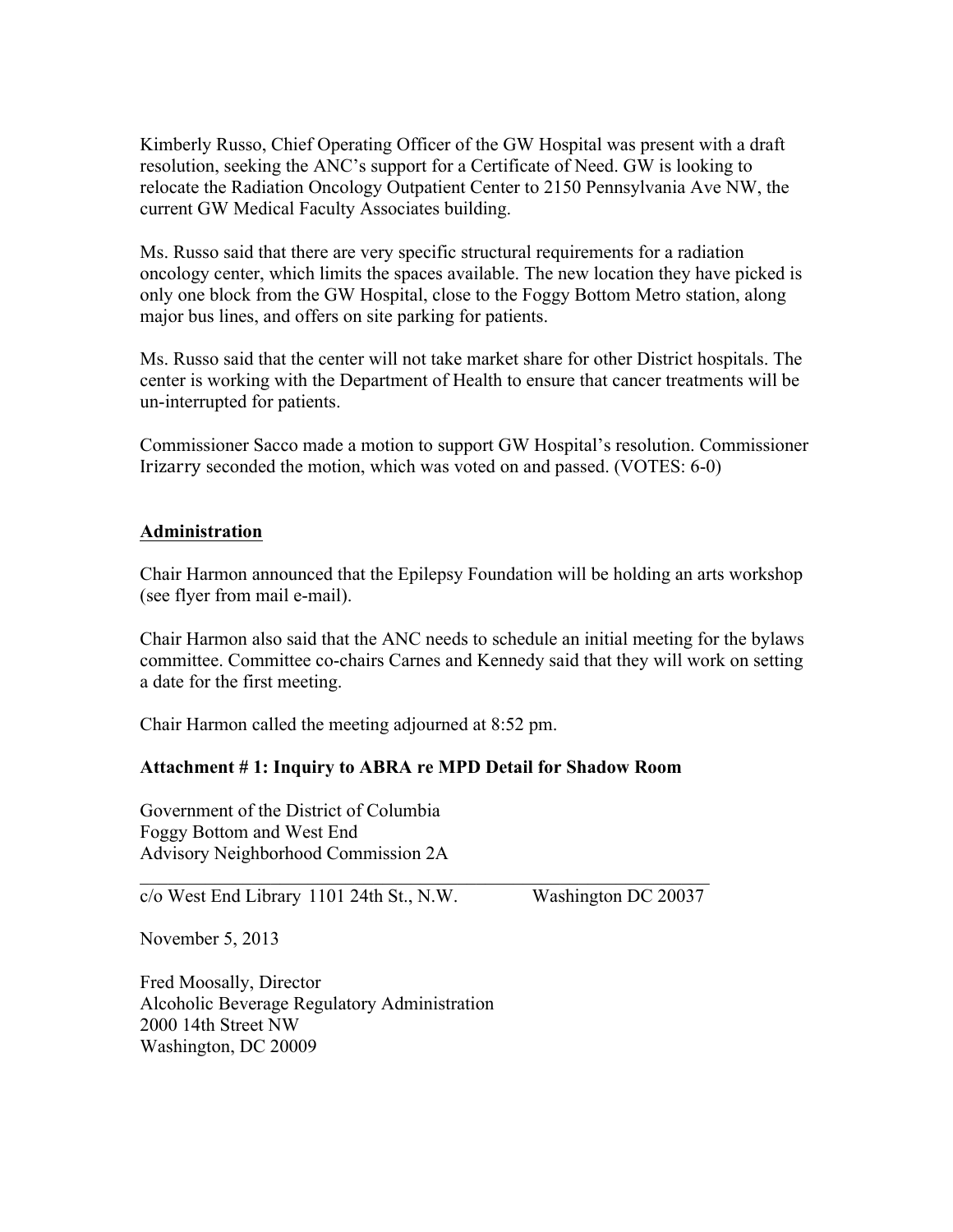Kimberly Russo, Chief Operating Officer of the GW Hospital was present with a draft resolution, seeking the ANC's support for a Certificate of Need. GW is looking to relocate the Radiation Oncology Outpatient Center to 2150 Pennsylvania Ave NW, the current GW Medical Faculty Associates building.

Ms. Russo said that there are very specific structural requirements for a radiation oncology center, which limits the spaces available. The new location they have picked is only one block from the GW Hospital, close to the Foggy Bottom Metro station, along major bus lines, and offers on site parking for patients.

Ms. Russo said that the center will not take market share for other District hospitals. The center is working with the Department of Health to ensure that cancer treatments will be un-interrupted for patients.

Commissioner Sacco made a motion to support GW Hospital's resolution. Commissioner Irizarry seconded the motion, which was voted on and passed. (VOTES: 6-0)

## Administration

Chair Harmon announced that the Epilepsy Foundation will be holding an arts workshop (see flyer from mail e-mail).

Chair Harmon also said that the ANC needs to schedule an initial meeting for the bylaws committee. Committee co-chairs Carnes and Kennedy said that they will work on setting a date for the first meeting.

Chair Harmon called the meeting adjourned at 8:52 pm.

**Attachment # 1: Inquiry to ABRA re MPD Detail for Shadow Room**

Government of the District of Columbia
Foggy Bottom and West End
Advisory Neighborhood Commission 2A

c/o West End Library 1101 24th St., N.W. Washington DC 20037

November 5, 2013

Fred Moosally, Director
Alcoholic Beverage Regulatory Administration
2000 14th Street NW
Washington, DC 20009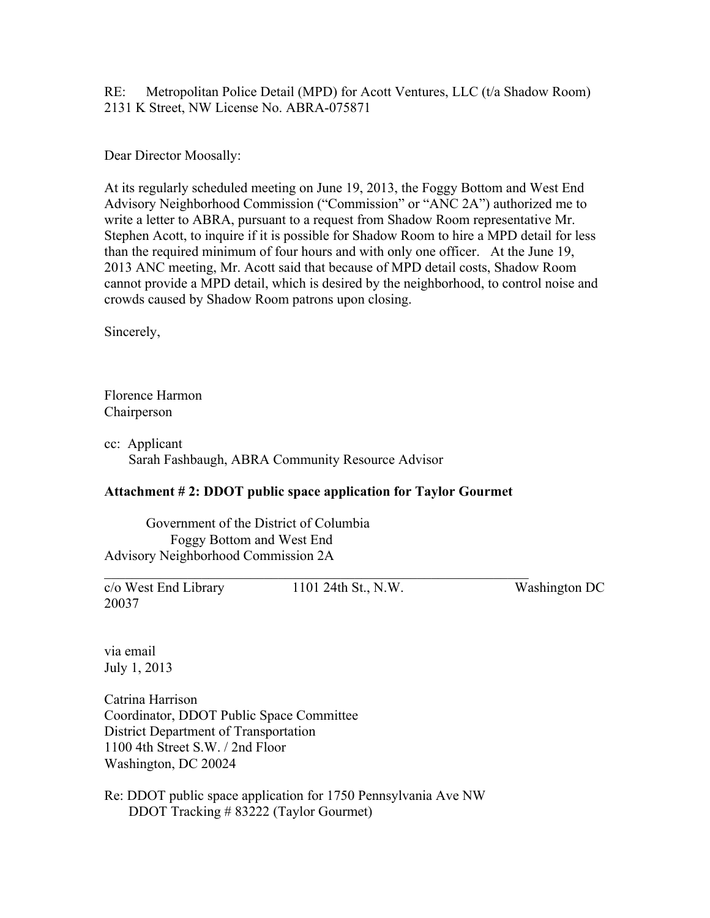RE: Metropolitan Police Detail (MPD) for Acott Ventures, LLC (t/a Shadow Room)
2131 K Street, NW License No. ABRA-075871

Dear Director Moosally:

At its regularly scheduled meeting on June 19, 2013, the Foggy Bottom and West End Advisory Neighborhood Commission ("Commission" or "ANC 2A") authorized me to write a letter to ABRA, pursuant to a request from Shadow Room representative Mr. Stephen Acott, to inquire if it is possible for Shadow Room to hire a MPD detail for less than the required minimum of four hours and with only one officer. At the June 19, 2013 ANC meeting, Mr. Acott said that because of MPD detail costs, Shadow Room cannot provide a MPD detail, which is desired by the neighborhood, to control noise and crowds caused by Shadow Room patrons upon closing.

Sincerely,

Florence Harmon
Chairperson

cc: Applicant
Sarah Fashbaugh, ABRA Community Resource Advisor

**Attachment # 2: DDOT public space application for Taylor Gourmet**

Government of the District of Columbia
Foggy Bottom and West End
Advisory Neighborhood Commission 2A

---

c/o West End Library 1101 24th St., N.W. Washington DC 20037

via email
July 1, 2013

Catrina Harrison
Coordinator, DDOT Public Space Committee
District Department of Transportation
1100 4th Street S.W. / 2nd Floor
Washington, DC 20024

Re: DDOT public space application for 1750 Pennsylvania Ave NW
DDOT Tracking # 83222 (Taylor Gourmet)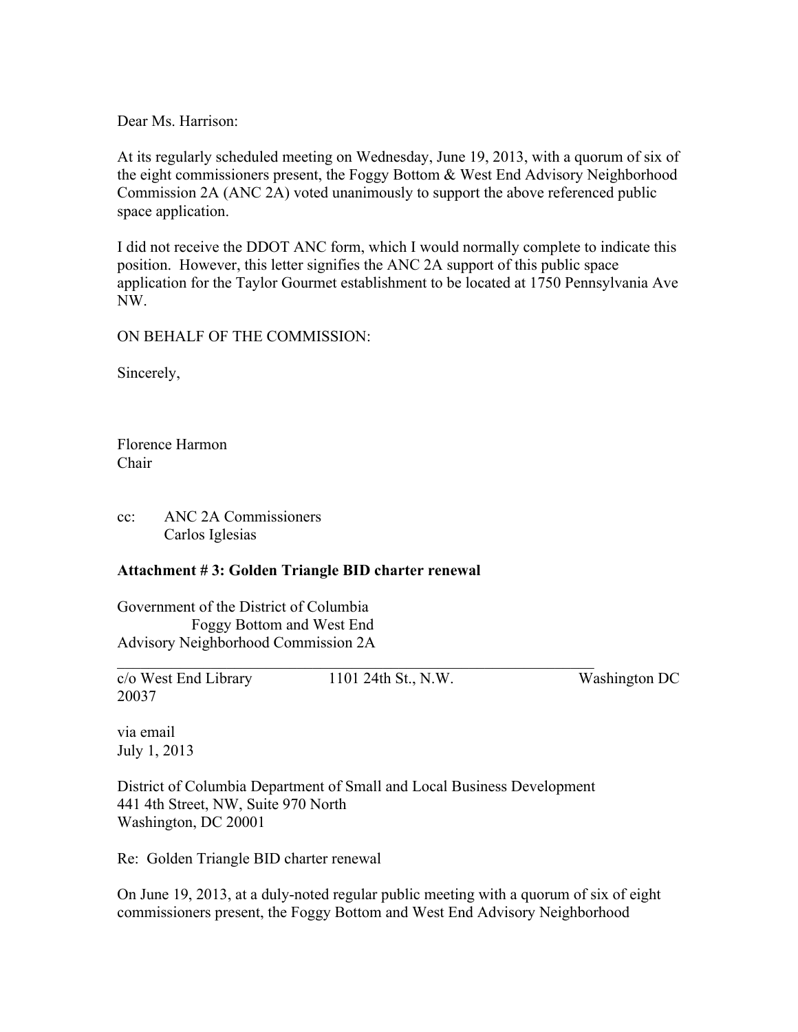Dear Ms. Harrison:

At its regularly scheduled meeting on Wednesday, June 19, 2013, with a quorum of six of the eight commissioners present, the Foggy Bottom & West End Advisory Neighborhood Commission 2A (ANC 2A) voted unanimously to support the above referenced public space application.

I did not receive the DDOT ANC form, which I would normally complete to indicate this position. However, this letter signifies the ANC 2A support of this public space application for the Taylor Gourmet establishment to be located at 1750 Pennsylvania Ave NW.

ON BEHALF OF THE COMMISSION:

Sincerely,

Florence Harmon
Chair

cc: ANC 2A Commissioners
Carlos Iglesias

**Attachment # 3: Golden Triangle BID charter renewal**

Government of the District of Columbia
Foggy Bottom and West End
Advisory Neighborhood Commission 2A

---

c/o West End Library 1101 24th St., N.W. Washington DC 20037

via email
July 1, 2013

District of Columbia Department of Small and Local Business Development
441 4th Street, NW, Suite 970 North
Washington, DC 20001

Re: Golden Triangle BID charter renewal

On June 19, 2013, at a duly-noted regular public meeting with a quorum of six of eight commissioners present, the Foggy Bottom and West End Advisory Neighborhood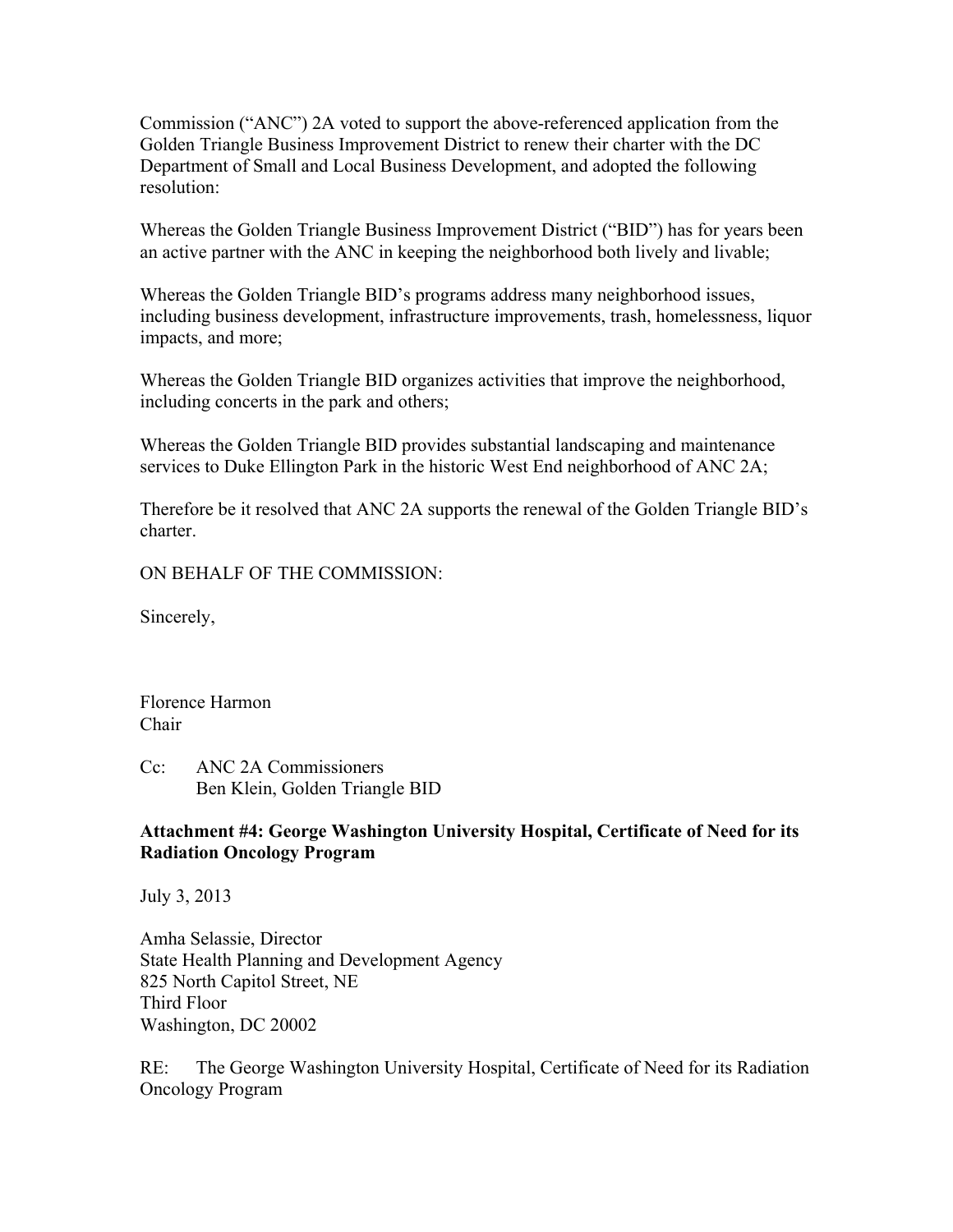Commission ("ANC") 2A voted to support the above-referenced application from the Golden Triangle Business Improvement District to renew their charter with the DC Department of Small and Local Business Development, and adopted the following resolution:

Whereas the Golden Triangle Business Improvement District ("BID") has for years been an active partner with the ANC in keeping the neighborhood both lively and livable;

Whereas the Golden Triangle BID's programs address many neighborhood issues, including business development, infrastructure improvements, trash, homelessness, liquor impacts, and more;

Whereas the Golden Triangle BID organizes activities that improve the neighborhood, including concerts in the park and others;

Whereas the Golden Triangle BID provides substantial landscaping and maintenance services to Duke Ellington Park in the historic West End neighborhood of ANC 2A;

Therefore be it resolved that ANC 2A supports the renewal of the Golden Triangle BID's charter.

ON BEHALF OF THE COMMISSION:

Sincerely,

Florence Harmon
Chair

Cc: ANC 2A Commissioners
Ben Klein, Golden Triangle BID

**Attachment #4: George Washington University Hospital, Certificate of Need for its Radiation Oncology Program**

July 3, 2013

Amha Selassie, Director
State Health Planning and Development Agency
825 North Capitol Street, NE
Third Floor
Washington, DC 20002

RE: The George Washington University Hospital, Certificate of Need for its Radiation Oncology Program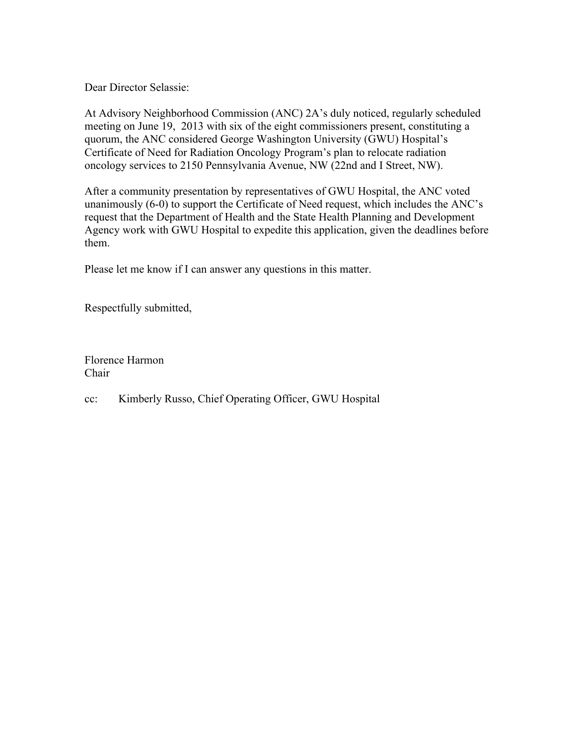Dear Director Selassie:

At Advisory Neighborhood Commission (ANC) 2A's duly noticed, regularly scheduled meeting on June 19, 2013 with six of the eight commissioners present, constituting a quorum, the ANC considered George Washington University (GWU) Hospital's Certificate of Need for Radiation Oncology Program's plan to relocate radiation oncology services to 2150 Pennsylvania Avenue, NW (22nd and I Street, NW).

After a community presentation by representatives of GWU Hospital, the ANC voted unanimously (6-0) to support the Certificate of Need request, which includes the ANC's request that the Department of Health and the State Health Planning and Development Agency work with GWU Hospital to expedite this application, given the deadlines before them.

Please let me know if I can answer any questions in this matter.

Respectfully submitted,

Florence Harmon
Chair

cc: Kimberly Russo, Chief Operating Officer, GWU Hospital